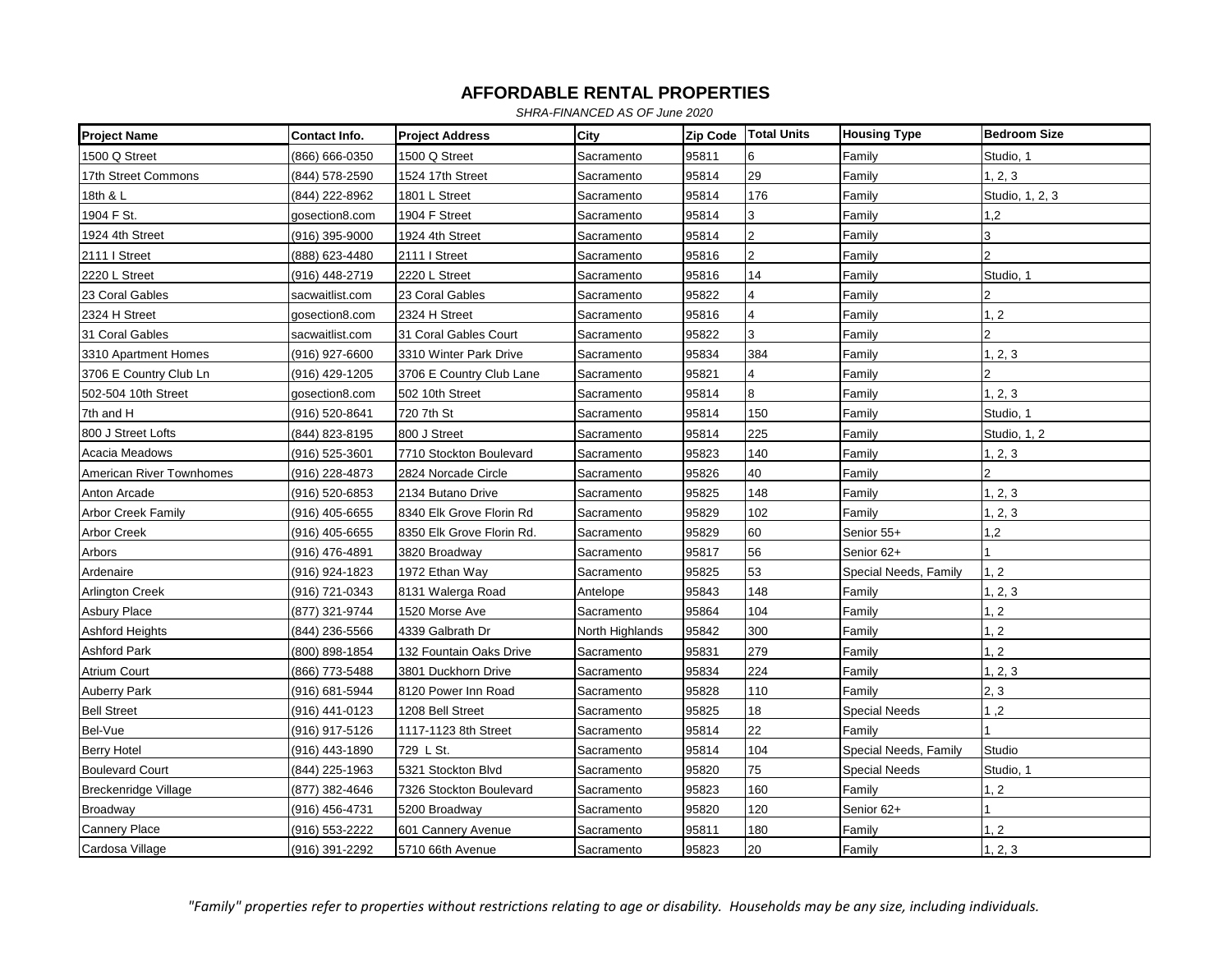# AFFORDABLE RENTAL PROPERTIES

*SHRA-FINANCED AS OF June 2020*

| Project Name | Contact Info. | Project Address | City | Zip Code | Total Units | Housing Type | Bedroom Size |
|---|---|---|---|---|---|---|---|
| 1500 Q Street | (866) 666-0350 | 1500 Q Street | Sacramento | 95811 | 6 | Family | Studio, 1 |
| 17th Street Commons | (844) 578-2590 | 1524 17th Street | Sacramento | 95814 | 29 | Family | 1, 2, 3 |
| 18th & L | (844) 222-8962 | 1801 L Street | Sacramento | 95814 | 176 | Family | Studio, 1, 2, 3 |
| 1904 F St. | gosection8.com | 1904 F Street | Sacramento | 95814 | 3 | Family | 1,2 |
| 1924 4th Street | (916) 395-9000 | 1924 4th Street | Sacramento | 95814 | 2 | Family | 3 |
| 2111 I Street | (888) 623-4480 | 2111 I Street | Sacramento | 95816 | 2 | Family | 2 |
| 2220 L Street | (916) 448-2719 | 2220 L Street | Sacramento | 95816 | 14 | Family | Studio, 1 |
| 23 Coral Gables | sacwaitlist.com | 23 Coral Gables | Sacramento | 95822 | 4 | Family | 2 |
| 2324 H Street | gosection8.com | 2324 H Street | Sacramento | 95816 | 4 | Family | 1, 2 |
| 31 Coral Gables | sacwaitlist.com | 31 Coral Gables Court | Sacramento | 95822 | 3 | Family | 2 |
| 3310 Apartment Homes | (916) 927-6600 | 3310 Winter Park Drive | Sacramento | 95834 | 384 | Family | 1, 2, 3 |
| 3706 E Country Club Ln | (916) 429-1205 | 3706 E Country Club Lane | Sacramento | 95821 | 4 | Family | 2 |
| 502-504 10th Street | gosection8.com | 502 10th Street | Sacramento | 95814 | 8 | Family | 1, 2, 3 |
| 7th and H | (916) 520-8641 | 720 7th St | Sacramento | 95814 | 150 | Family | Studio, 1 |
| 800 J Street Lofts | (844) 823-8195 | 800 J Street | Sacramento | 95814 | 225 | Family | Studio, 1, 2 |
| Acacia Meadows | (916) 525-3601 | 7710 Stockton Boulevard | Sacramento | 95823 | 140 | Family | 1, 2, 3 |
| American River Townhomes | (916) 228-4873 | 2824 Norcade Circle | Sacramento | 95826 | 40 | Family | 2 |
| Anton Arcade | (916) 520-6853 | 2134 Butano Drive | Sacramento | 95825 | 148 | Family | 1, 2, 3 |
| Arbor Creek Family | (916) 405-6655 | 8340 Elk Grove Florin Rd | Sacramento | 95829 | 102 | Family | 1, 2, 3 |
| Arbor Creek | (916) 405-6655 | 8350 Elk Grove Florin Rd. | Sacramento | 95829 | 60 | Senior 55+ | 1,2 |
| Arbors | (916) 476-4891 | 3820 Broadway | Sacramento | 95817 | 56 | Senior 62+ | 1 |
| Ardenaire | (916) 924-1823 | 1972 Ethan Way | Sacramento | 95825 | 53 | Special Needs, Family | 1, 2 |
| Arlington Creek | (916) 721-0343 | 8131 Walerga Road | Antelope | 95843 | 148 | Family | 1, 2, 3 |
| Asbury Place | (877) 321-9744 | 1520 Morse Ave | Sacramento | 95864 | 104 | Family | 1, 2 |
| Ashford Heights | (844) 236-5566 | 4339 Galbrath Dr | North Highlands | 95842 | 300 | Family | 1, 2 |
| Ashford Park | (800) 898-1854 | 132 Fountain Oaks Drive | Sacramento | 95831 | 279 | Family | 1, 2 |
| Atrium Court | (866) 773-5488 | 3801 Duckhorn Drive | Sacramento | 95834 | 224 | Family | 1, 2, 3 |
| Auberry Park | (916) 681-5944 | 8120 Power Inn Road | Sacramento | 95828 | 110 | Family | 2, 3 |
| Bell Street | (916) 441-0123 | 1208 Bell Street | Sacramento | 95825 | 18 | Special Needs | 1 ,2 |
| Bel-Vue | (916) 917-5126 | 1117-1123 8th Street | Sacramento | 95814 | 22 | Family | 1 |
| Berry Hotel | (916) 443-1890 | 729 L St. | Sacramento | 95814 | 104 | Special Needs, Family | Studio |
| Boulevard Court | (844) 225-1963 | 5321 Stockton Blvd | Sacramento | 95820 | 75 | Special Needs | Studio, 1 |
| Breckenridge Village | (877) 382-4646 | 7326 Stockton Boulevard | Sacramento | 95823 | 160 | Family | 1, 2 |
| Broadway | (916) 456-4731 | 5200 Broadway | Sacramento | 95820 | 120 | Senior 62+ | 1 |
| Cannery Place | (916) 553-2222 | 601 Cannery Avenue | Sacramento | 95811 | 180 | Family | 1, 2 |
| Cardosa Village | (916) 391-2292 | 5710 66th Avenue | Sacramento | 95823 | 20 | Family | 1, 2, 3 |

*"Family" properties refer to properties without restrictions relating to age or disability. Households may be any size, including individuals.*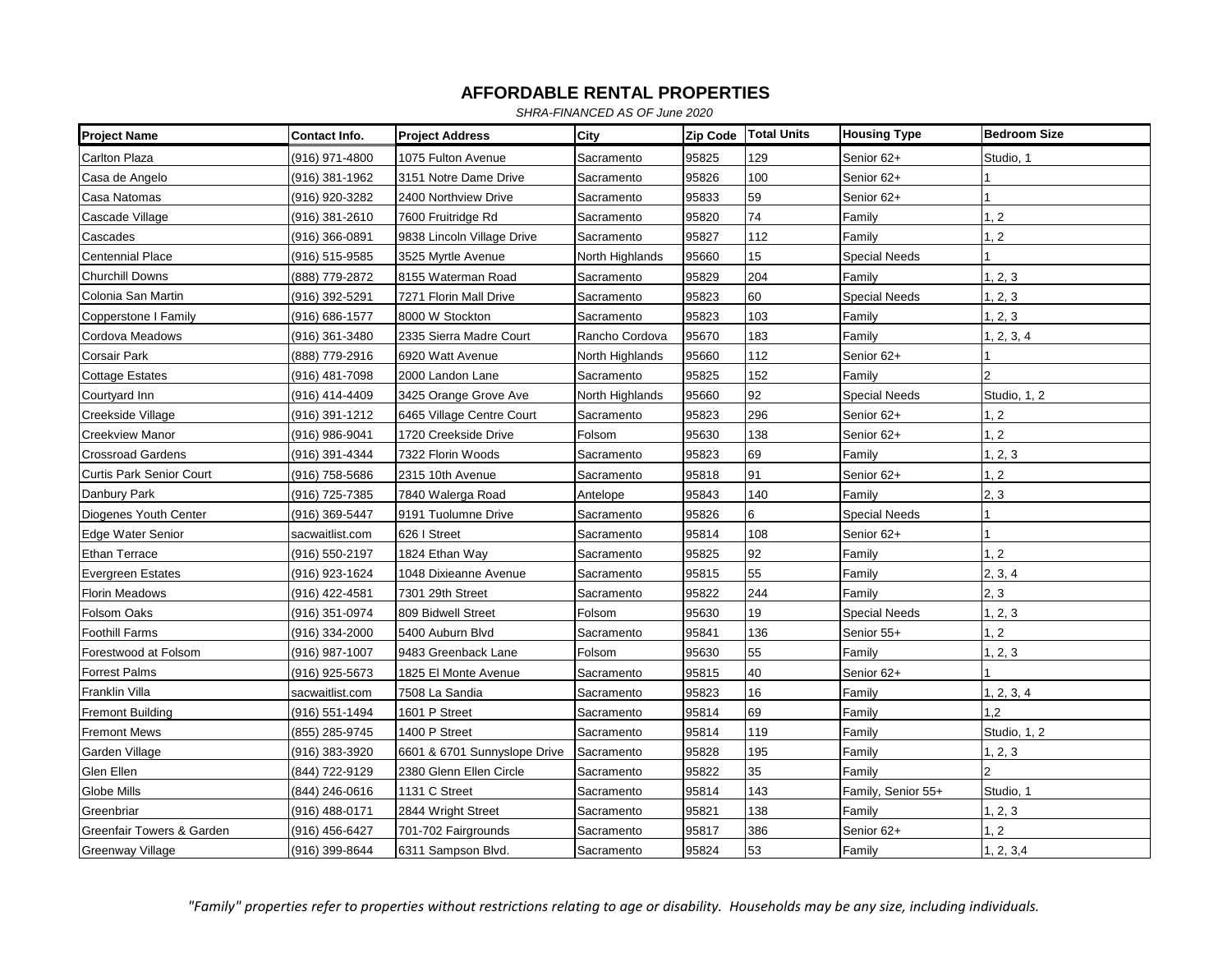# AFFORDABLE RENTAL PROPERTIES

*SHRA-FINANCED AS OF June 2020*

| Project Name | Contact Info. | Project Address | City | Zip Code | Total Units | Housing Type | Bedroom Size |
|---|---|---|---|---|---|---|---|
| Carlton Plaza | (916) 971-4800 | 1075 Fulton Avenue | Sacramento | 95825 | 129 | Senior 62+ | Studio, 1 |
| Casa de Angelo | (916) 381-1962 | 3151 Notre Dame Drive | Sacramento | 95826 | 100 | Senior 62+ | 1 |
| Casa Natomas | (916) 920-3282 | 2400 Northview Drive | Sacramento | 95833 | 59 | Senior 62+ | 1 |
| Cascade Village | (916) 381-2610 | 7600 Fruitridge Rd | Sacramento | 95820 | 74 | Family | 1, 2 |
| Cascades | (916) 366-0891 | 9838 Lincoln Village Drive | Sacramento | 95827 | 112 | Family | 1, 2 |
| Centennial Place | (916) 515-9585 | 3525 Myrtle Avenue | North Highlands | 95660 | 15 | Special Needs | 1 |
| Churchill Downs | (888) 779-2872 | 8155 Waterman Road | Sacramento | 95829 | 204 | Family | 1, 2, 3 |
| Colonia San Martin | (916) 392-5291 | 7271 Florin Mall Drive | Sacramento | 95823 | 60 | Special Needs | 1, 2, 3 |
| Copperstone I Family | (916) 686-1577 | 8000 W Stockton | Sacramento | 95823 | 103 | Family | 1, 2, 3 |
| Cordova Meadows | (916) 361-3480 | 2335 Sierra Madre Court | Rancho Cordova | 95670 | 183 | Family | 1, 2, 3, 4 |
| Corsair Park | (888) 779-2916 | 6920 Watt Avenue | North Highlands | 95660 | 112 | Senior 62+ | 1 |
| Cottage Estates | (916) 481-7098 | 2000 Landon Lane | Sacramento | 95825 | 152 | Family | 2 |
| Courtyard Inn | (916) 414-4409 | 3425 Orange Grove Ave | North Highlands | 95660 | 92 | Special Needs | Studio, 1, 2 |
| Creekside Village | (916) 391-1212 | 6465 Village Centre Court | Sacramento | 95823 | 296 | Senior 62+ | 1, 2 |
| Creekview Manor | (916) 986-9041 | 1720 Creekside Drive | Folsom | 95630 | 138 | Senior 62+ | 1, 2 |
| Crossroad Gardens | (916) 391-4344 | 7322 Florin Woods | Sacramento | 95823 | 69 | Family | 1, 2, 3 |
| Curtis Park Senior Court | (916) 758-5686 | 2315 10th Avenue | Sacramento | 95818 | 91 | Senior 62+ | 1, 2 |
| Danbury Park | (916) 725-7385 | 7840 Walerga Road | Antelope | 95843 | 140 | Family | 2, 3 |
| Diogenes Youth Center | (916) 369-5447 | 9191 Tuolumne Drive | Sacramento | 95826 | 6 | Special Needs | 1 |
| Edge Water Senior | sacwaitlist.com | 626 I Street | Sacramento | 95814 | 108 | Senior 62+ | 1 |
| Ethan Terrace | (916) 550-2197 | 1824 Ethan Way | Sacramento | 95825 | 92 | Family | 1, 2 |
| Evergreen Estates | (916) 923-1624 | 1048 Dixieanne Avenue | Sacramento | 95815 | 55 | Family | 2, 3, 4 |
| Florin Meadows | (916) 422-4581 | 7301 29th Street | Sacramento | 95822 | 244 | Family | 2, 3 |
| Folsom Oaks | (916) 351-0974 | 809 Bidwell Street | Folsom | 95630 | 19 | Special Needs | 1, 2, 3 |
| Foothill Farms | (916) 334-2000 | 5400 Auburn Blvd | Sacramento | 95841 | 136 | Senior 55+ | 1, 2 |
| Forestwood at Folsom | (916) 987-1007 | 9483 Greenback Lane | Folsom | 95630 | 55 | Family | 1, 2, 3 |
| Forrest Palms | (916) 925-5673 | 1825 El Monte Avenue | Sacramento | 95815 | 40 | Senior 62+ | 1 |
| Franklin Villa | sacwaitlist.com | 7508 La Sandia | Sacramento | 95823 | 16 | Family | 1, 2, 3, 4 |
| Fremont Building | (916) 551-1494 | 1601 P Street | Sacramento | 95814 | 69 | Family | 1,2 |
| Fremont Mews | (855) 285-9745 | 1400 P Street | Sacramento | 95814 | 119 | Family | Studio, 1, 2 |
| Garden Village | (916) 383-3920 | 6601 & 6701 Sunnyslope Drive | Sacramento | 95828 | 195 | Family | 1, 2, 3 |
| Glen Ellen | (844) 722-9129 | 2380 Glenn Ellen Circle | Sacramento | 95822 | 35 | Family | 2 |
| Globe Mills | (844) 246-0616 | 1131 C Street | Sacramento | 95814 | 143 | Family, Senior 55+ | Studio, 1 |
| Greenbriar | (916) 488-0171 | 2844 Wright Street | Sacramento | 95821 | 138 | Family | 1, 2, 3 |
| Greenfair Towers & Garden | (916) 456-6427 | 701-702 Fairgrounds | Sacramento | 95817 | 386 | Senior 62+ | 1, 2 |
| Greenway Village | (916) 399-8644 | 6311 Sampson Blvd. | Sacramento | 95824 | 53 | Family | 1, 2, 3,4 |

*"Family" properties refer to properties without restrictions relating to age or disability. Households may be any size, including individuals.*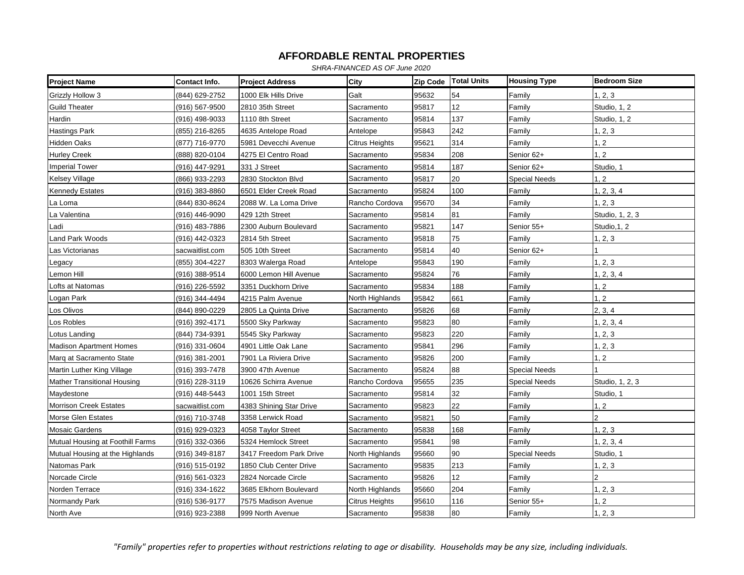# AFFORDABLE RENTAL PROPERTIES

*SHRA-FINANCED AS OF June 2020*

| Project Name | Contact Info. | Project Address | City | Zip Code | Total Units | Housing Type | Bedroom Size |
|---|---|---|---|---|---|---|---|
| Grizzly Hollow 3 | (844) 629-2752 | 1000 Elk Hills Drive | Galt | 95632 | 54 | Family | 1, 2, 3 |
| Guild Theater | (916) 567-9500 | 2810 35th Street | Sacramento | 95817 | 12 | Family | Studio, 1, 2 |
| Hardin | (916) 498-9033 | 1110 8th Street | Sacramento | 95814 | 137 | Family | Studio, 1, 2 |
| Hastings Park | (855) 216-8265 | 4635 Antelope Road | Antelope | 95843 | 242 | Family | 1, 2, 3 |
| Hidden Oaks | (877) 716-9770 | 5981 Devecchi Avenue | Citrus Heights | 95621 | 314 | Family | 1, 2 |
| Hurley Creek | (888) 820-0104 | 4275 El Centro Road | Sacramento | 95834 | 208 | Senior 62+ | 1, 2 |
| Imperial Tower | (916) 447-9291 | 331 J Street | Sacramento | 95814 | 187 | Senior 62+ | Studio, 1 |
| Kelsey Village | (866) 933-2293 | 2830 Stockton Blvd | Sacramento | 95817 | 20 | Special Needs | 1, 2 |
| Kennedy Estates | (916) 383-8860 | 6501 Elder Creek Road | Sacramento | 95824 | 100 | Family | 1, 2, 3, 4 |
| La Loma | (844) 830-8624 | 2088 W. La Loma Drive | Rancho Cordova | 95670 | 34 | Family | 1, 2, 3 |
| La Valentina | (916) 446-9090 | 429 12th Street | Sacramento | 95814 | 81 | Family | Studio, 1, 2, 3 |
| Ladi | (916) 483-7886 | 2300 Auburn Boulevard | Sacramento | 95821 | 147 | Senior 55+ | Studio,1, 2 |
| Land Park Woods | (916) 442-0323 | 2814 5th Street | Sacramento | 95818 | 75 | Family | 1, 2, 3 |
| Las Victorianas | sacwaitlist.com | 505 10th Street | Sacramento | 95814 | 40 | Senior 62+ | 1 |
| Legacy | (855) 304-4227 | 8303 Walerga Road | Antelope | 95843 | 190 | Family | 1, 2, 3 |
| Lemon Hill | (916) 388-9514 | 6000 Lemon Hill Avenue | Sacramento | 95824 | 76 | Family | 1, 2, 3, 4 |
| Lofts at Natomas | (916) 226-5592 | 3351 Duckhorn Drive | Sacramento | 95834 | 188 | Family | 1, 2 |
| Logan Park | (916) 344-4494 | 4215 Palm Avenue | North Highlands | 95842 | 661 | Family | 1, 2 |
| Los Olivos | (844) 890-0229 | 2805 La Quinta Drive | Sacramento | 95826 | 68 | Family | 2, 3, 4 |
| Los Robles | (916) 392-4171 | 5500 Sky Parkway | Sacramento | 95823 | 80 | Family | 1, 2, 3, 4 |
| Lotus Landing | (844) 734-9391 | 5545 Sky Parkway | Sacramento | 95823 | 220 | Family | 1, 2, 3 |
| Madison Apartment Homes | (916) 331-0604 | 4901 Little Oak Lane | Sacramento | 95841 | 296 | Family | 1, 2, 3 |
| Marq at Sacramento State | (916) 381-2001 | 7901 La Riviera Drive | Sacramento | 95826 | 200 | Family | 1, 2 |
| Martin Luther King Village | (916) 393-7478 | 3900 47th Avenue | Sacramento | 95824 | 88 | Special Needs | 1 |
| Mather Transitional Housing | (916) 228-3119 | 10626 Schirra Avenue | Rancho Cordova | 95655 | 235 | Special Needs | Studio, 1, 2, 3 |
| Maydestone | (916) 448-5443 | 1001 15th Street | Sacramento | 95814 | 32 | Family | Studio, 1 |
| Morrison Creek Estates | sacwaitlist.com | 4383 Shining Star Drive | Sacramento | 95823 | 22 | Family | 1, 2 |
| Morse Glen Estates | (916) 710-3748 | 3358 Lerwick Road | Sacramento | 95821 | 50 | Family | 2 |
| Mosaic Gardens | (916) 929-0323 | 4058 Taylor Street | Sacramento | 95838 | 168 | Family | 1, 2, 3 |
| Mutual Housing at Foothill Farms | (916) 332-0366 | 5324 Hemlock Street | Sacramento | 95841 | 98 | Family | 1, 2, 3, 4 |
| Mutual Housing at the Highlands | (916) 349-8187 | 3417 Freedom Park Drive | North Highlands | 95660 | 90 | Special Needs | Studio, 1 |
| Natomas Park | (916) 515-0192 | 1850 Club Center Drive | Sacramento | 95835 | 213 | Family | 1, 2, 3 |
| Norcade Circle | (916) 561-0323 | 2824 Norcade Circle | Sacramento | 95826 | 12 | Family | 2 |
| Norden Terrace | (916) 334-1622 | 3685 Elkhorn Boulevard | North Highlands | 95660 | 204 | Family | 1, 2, 3 |
| Normandy Park | (916) 536-9177 | 7575 Madison Avenue | Citrus Heights | 95610 | 116 | Senior 55+ | 1, 2 |
| North Ave | (916) 923-2388 | 999 North Avenue | Sacramento | 95838 | 80 | Family | 1, 2, 3 |

*"Family" properties refer to properties without restrictions relating to age or disability. Households may be any size, including individuals.*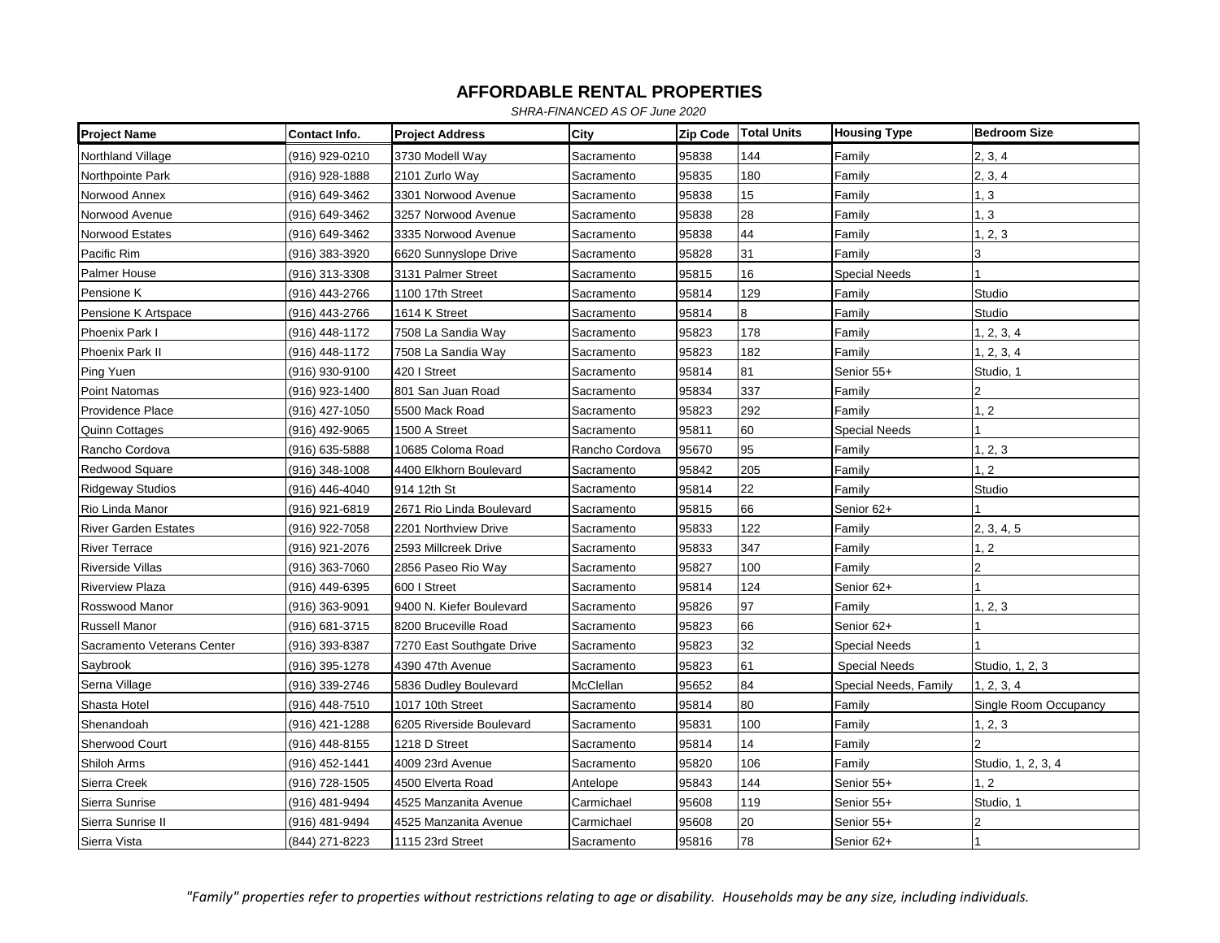# AFFORDABLE RENTAL PROPERTIES

*SHRA-FINANCED AS OF June 2020*

| Project Name | Contact Info. | Project Address | City | Zip Code | Total Units | Housing Type | Bedroom Size |
|---|---|---|---|---|---|---|---|
| Northland Village | (916) 929-0210 | 3730 Modell Way | Sacramento | 95838 | 144 | Family | 2, 3, 4 |
| Northpointe Park | (916) 928-1888 | 2101 Zurlo Way | Sacramento | 95835 | 180 | Family | 2, 3, 4 |
| Norwood Annex | (916) 649-3462 | 3301 Norwood Avenue | Sacramento | 95838 | 15 | Family | 1, 3 |
| Norwood Avenue | (916) 649-3462 | 3257 Norwood Avenue | Sacramento | 95838 | 28 | Family | 1, 3 |
| Norwood Estates | (916) 649-3462 | 3335 Norwood Avenue | Sacramento | 95838 | 44 | Family | 1, 2, 3 |
| Pacific Rim | (916) 383-3920 | 6620 Sunnyslope Drive | Sacramento | 95828 | 31 | Family | 3 |
| Palmer House | (916) 313-3308 | 3131 Palmer Street | Sacramento | 95815 | 16 | Special Needs | 1 |
| Pensione K | (916) 443-2766 | 1100 17th Street | Sacramento | 95814 | 129 | Family | Studio |
| Pensione K Artspace | (916) 443-2766 | 1614 K Street | Sacramento | 95814 | 8 | Family | Studio |
| Phoenix Park I | (916) 448-1172 | 7508 La Sandia Way | Sacramento | 95823 | 178 | Family | 1, 2, 3, 4 |
| Phoenix Park II | (916) 448-1172 | 7508 La Sandia Way | Sacramento | 95823 | 182 | Family | 1, 2, 3, 4 |
| Ping Yuen | (916) 930-9100 | 420 I Street | Sacramento | 95814 | 81 | Senior 55+ | Studio, 1 |
| Point Natomas | (916) 923-1400 | 801 San Juan Road | Sacramento | 95834 | 337 | Family | 2 |
| Providence Place | (916) 427-1050 | 5500 Mack Road | Sacramento | 95823 | 292 | Family | 1, 2 |
| Quinn Cottages | (916) 492-9065 | 1500 A Street | Sacramento | 95811 | 60 | Special Needs | 1 |
| Rancho Cordova | (916) 635-5888 | 10685 Coloma Road | Rancho Cordova | 95670 | 95 | Family | 1, 2, 3 |
| Redwood Square | (916) 348-1008 | 4400 Elkhorn Boulevard | Sacramento | 95842 | 205 | Family | 1, 2 |
| Ridgeway Studios | (916) 446-4040 | 914 12th St | Sacramento | 95814 | 22 | Family | Studio |
| Rio Linda Manor | (916) 921-6819 | 2671 Rio Linda Boulevard | Sacramento | 95815 | 66 | Senior 62+ | 1 |
| River Garden Estates | (916) 922-7058 | 2201 Northview Drive | Sacramento | 95833 | 122 | Family | 2, 3, 4, 5 |
| River Terrace | (916) 921-2076 | 2593 Millcreek Drive | Sacramento | 95833 | 347 | Family | 1, 2 |
| Riverside Villas | (916) 363-7060 | 2856 Paseo Rio Way | Sacramento | 95827 | 100 | Family | 2 |
| Riverview Plaza | (916) 449-6395 | 600 I Street | Sacramento | 95814 | 124 | Senior 62+ | 1 |
| Rosswood Manor | (916) 363-9091 | 9400 N. Kiefer Boulevard | Sacramento | 95826 | 97 | Family | 1, 2, 3 |
| Russell Manor | (916) 681-3715 | 8200 Bruceville Road | Sacramento | 95823 | 66 | Senior 62+ | 1 |
| Sacramento Veterans Center | (916) 393-8387 | 7270 East Southgate Drive | Sacramento | 95823 | 32 | Special Needs | 1 |
| Saybrook | (916) 395-1278 | 4390 47th Avenue | Sacramento | 95823 | 61 | Special Needs | Studio, 1, 2, 3 |
| Serna Village | (916) 339-2746 | 5836 Dudley Boulevard | McClellan | 95652 | 84 | Special Needs, Family | 1, 2, 3, 4 |
| Shasta Hotel | (916) 448-7510 | 1017 10th Street | Sacramento | 95814 | 80 | Family | Single Room Occupancy |
| Shenandoah | (916) 421-1288 | 6205 Riverside Boulevard | Sacramento | 95831 | 100 | Family | 1, 2, 3 |
| Sherwood Court | (916) 448-8155 | 1218 D Street | Sacramento | 95814 | 14 | Family | 2 |
| Shiloh Arms | (916) 452-1441 | 4009 23rd Avenue | Sacramento | 95820 | 106 | Family | Studio, 1, 2, 3, 4 |
| Sierra Creek | (916) 728-1505 | 4500 Elverta Road | Antelope | 95843 | 144 | Senior 55+ | 1, 2 |
| Sierra Sunrise | (916) 481-9494 | 4525 Manzanita Avenue | Carmichael | 95608 | 119 | Senior 55+ | Studio, 1 |
| Sierra Sunrise II | (916) 481-9494 | 4525 Manzanita Avenue | Carmichael | 95608 | 20 | Senior 55+ | 2 |
| Sierra Vista | (844) 271-8223 | 1115 23rd Street | Sacramento | 95816 | 78 | Senior 62+ | 1 |

*"Family" properties refer to properties without restrictions relating to age or disability. Households may be any size, including individuals.*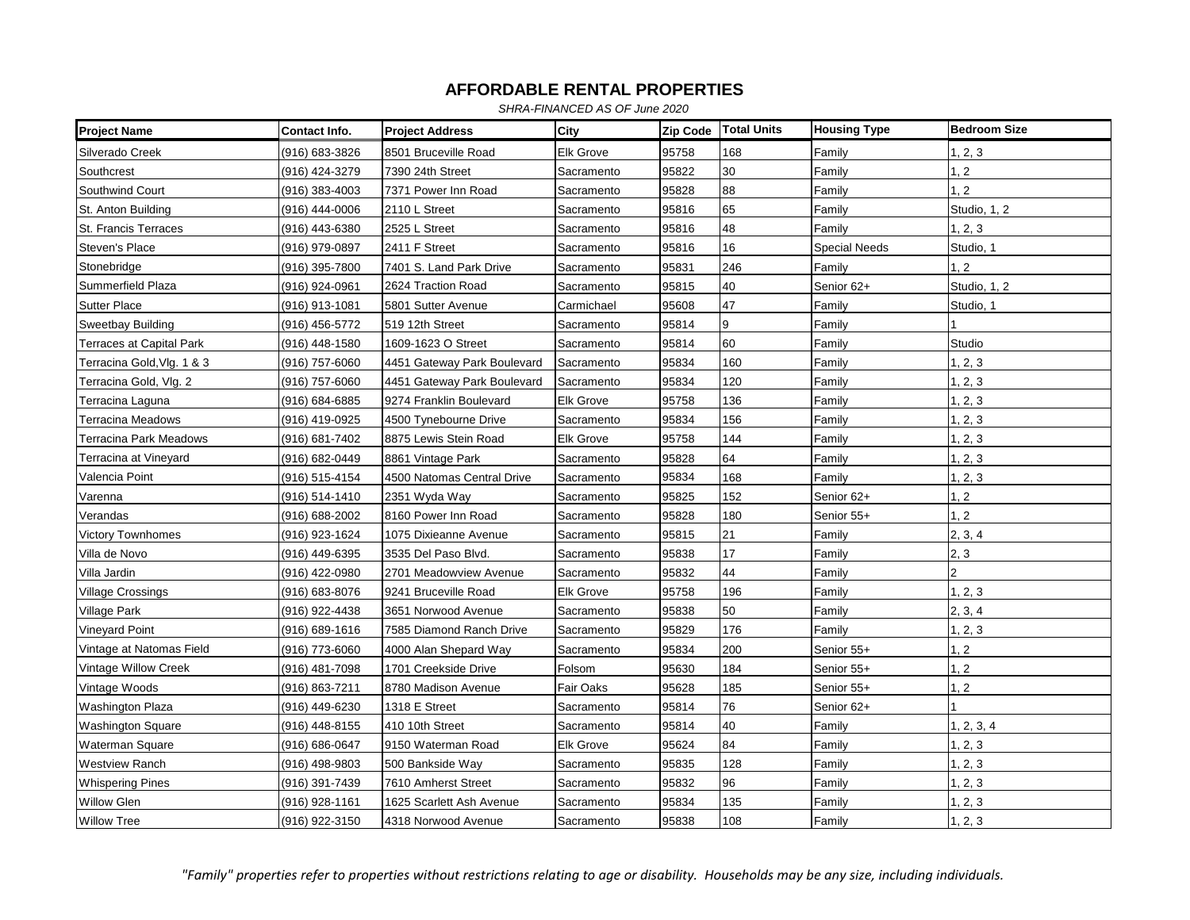# AFFORDABLE RENTAL PROPERTIES

*SHRA-FINANCED AS OF June 2020*

| Project Name | Contact Info. | Project Address | City | Zip Code | Total Units | Housing Type | Bedroom Size |
|---|---|---|---|---|---|---|---|
| Silverado Creek | (916) 683-3826 | 8501 Bruceville Road | Elk Grove | 95758 | 168 | Family | 1, 2, 3 |
| Southcrest | (916) 424-3279 | 7390 24th Street | Sacramento | 95822 | 30 | Family | 1, 2 |
| Southwind Court | (916) 383-4003 | 7371 Power Inn Road | Sacramento | 95828 | 88 | Family | 1, 2 |
| St. Anton Building | (916) 444-0006 | 2110 L Street | Sacramento | 95816 | 65 | Family | Studio, 1, 2 |
| St. Francis Terraces | (916) 443-6380 | 2525 L Street | Sacramento | 95816 | 48 | Family | 1, 2, 3 |
| Steven's Place | (916) 979-0897 | 2411 F Street | Sacramento | 95816 | 16 | Special Needs | Studio, 1 |
| Stonebridge | (916) 395-7800 | 7401 S. Land Park Drive | Sacramento | 95831 | 246 | Family | 1, 2 |
| Summerfield Plaza | (916) 924-0961 | 2624 Traction Road | Sacramento | 95815 | 40 | Senior 62+ | Studio, 1, 2 |
| Sutter Place | (916) 913-1081 | 5801 Sutter Avenue | Carmichael | 95608 | 47 | Family | Studio, 1 |
| Sweetbay Building | (916) 456-5772 | 519 12th Street | Sacramento | 95814 | 9 | Family | 1 |
| Terraces at Capital Park | (916) 448-1580 | 1609-1623 O Street | Sacramento | 95814 | 60 | Family | Studio |
| Terracina Gold, Vlg. 1 & 3 | (916) 757-6060 | 4451 Gateway Park Boulevard | Sacramento | 95834 | 160 | Family | 1, 2, 3 |
| Terracina Gold, Vlg. 2 | (916) 757-6060 | 4451 Gateway Park Boulevard | Sacramento | 95834 | 120 | Family | 1, 2, 3 |
| Terracina Laguna | (916) 684-6885 | 9274 Franklin Boulevard | Elk Grove | 95758 | 136 | Family | 1, 2, 3 |
| Terracina Meadows | (916) 419-0925 | 4500 Tynebourne Drive | Sacramento | 95834 | 156 | Family | 1, 2, 3 |
| Terracina Park Meadows | (916) 681-7402 | 8875 Lewis Stein Road | Elk Grove | 95758 | 144 | Family | 1, 2, 3 |
| Terracina at Vineyard | (916) 682-0449 | 8861 Vintage Park | Sacramento | 95828 | 64 | Family | 1, 2, 3 |
| Valencia Point | (916) 515-4154 | 4500 Natomas Central Drive | Sacramento | 95834 | 168 | Family | 1, 2, 3 |
| Varenna | (916) 514-1410 | 2351 Wyda Way | Sacramento | 95825 | 152 | Senior 62+ | 1, 2 |
| Verandas | (916) 688-2002 | 8160 Power Inn Road | Sacramento | 95828 | 180 | Senior 55+ | 1, 2 |
| Victory Townhomes | (916) 923-1624 | 1075 Dixieanne Avenue | Sacramento | 95815 | 21 | Family | 2, 3, 4 |
| Villa de Novo | (916) 449-6395 | 3535 Del Paso Blvd. | Sacramento | 95838 | 17 | Family | 2, 3 |
| Villa Jardin | (916) 422-0980 | 2701 Meadowview Avenue | Sacramento | 95832 | 44 | Family | 2 |
| Village Crossings | (916) 683-8076 | 9241 Bruceville Road | Elk Grove | 95758 | 196 | Family | 1, 2, 3 |
| Village Park | (916) 922-4438 | 3651 Norwood Avenue | Sacramento | 95838 | 50 | Family | 2, 3, 4 |
| Vineyard Point | (916) 689-1616 | 7585 Diamond Ranch Drive | Sacramento | 95829 | 176 | Family | 1, 2, 3 |
| Vintage at Natomas Field | (916) 773-6060 | 4000 Alan Shepard Way | Sacramento | 95834 | 200 | Senior 55+ | 1, 2 |
| Vintage Willow Creek | (916) 481-7098 | 1701 Creekside Drive | Folsom | 95630 | 184 | Senior 55+ | 1, 2 |
| Vintage Woods | (916) 863-7211 | 8780 Madison Avenue | Fair Oaks | 95628 | 185 | Senior 55+ | 1, 2 |
| Washington Plaza | (916) 449-6230 | 1318 E Street | Sacramento | 95814 | 76 | Senior 62+ | 1 |
| Washington Square | (916) 448-8155 | 410 10th Street | Sacramento | 95814 | 40 | Family | 1, 2, 3, 4 |
| Waterman Square | (916) 686-0647 | 9150 Waterman Road | Elk Grove | 95624 | 84 | Family | 1, 2, 3 |
| Westview Ranch | (916) 498-9803 | 500 Bankside Way | Sacramento | 95835 | 128 | Family | 1, 2, 3 |
| Whispering Pines | (916) 391-7439 | 7610 Amherst Street | Sacramento | 95832 | 96 | Family | 1, 2, 3 |
| Willow Glen | (916) 928-1161 | 1625 Scarlett Ash Avenue | Sacramento | 95834 | 135 | Family | 1, 2, 3 |
| Willow Tree | (916) 922-3150 | 4318 Norwood Avenue | Sacramento | 95838 | 108 | Family | 1, 2, 3 |

*"Family" properties refer to properties without restrictions relating to age or disability. Households may be any size, including individuals.*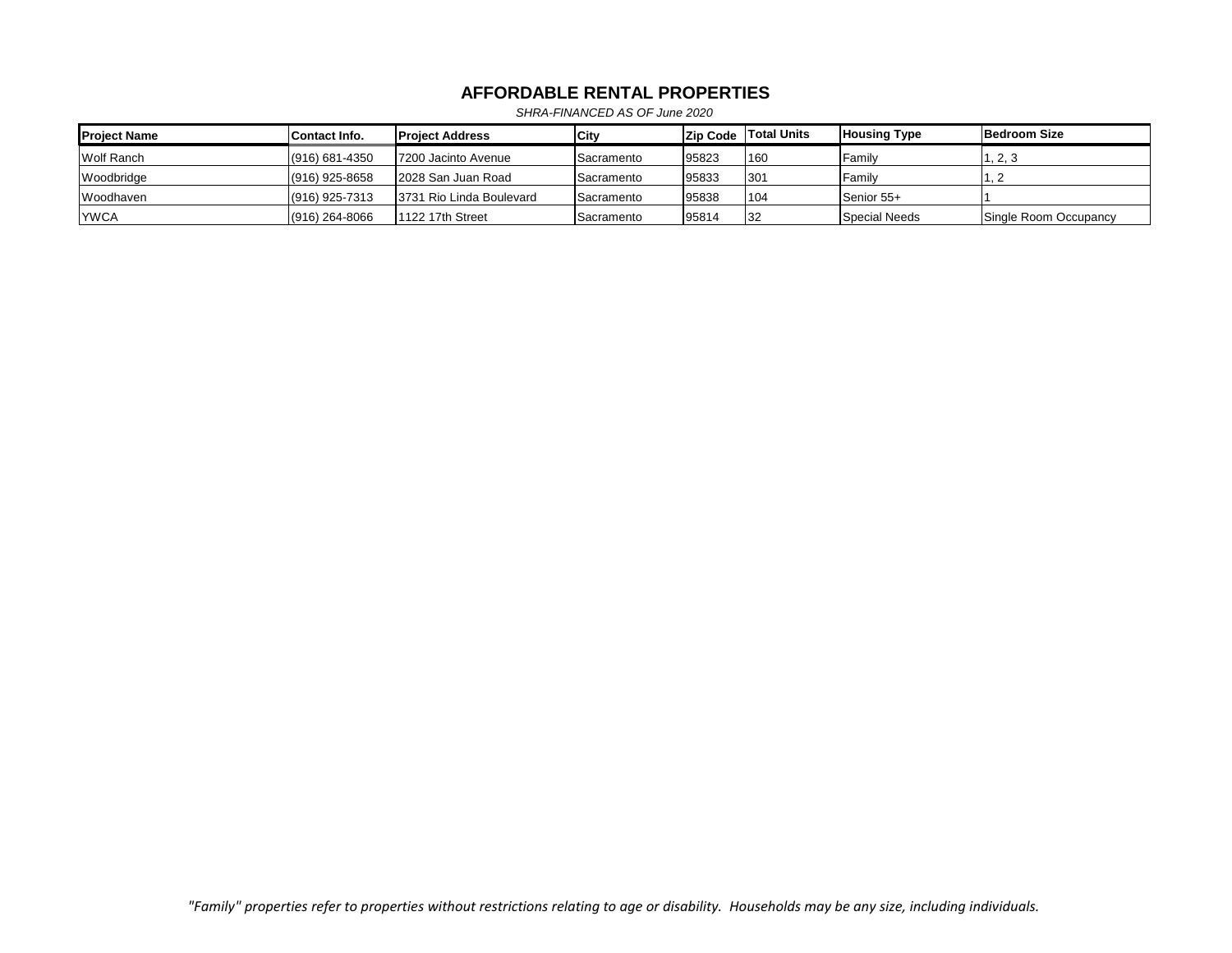## AFFORDABLE RENTAL PROPERTIES

*SHRA-FINANCED AS OF June 2020*

| Project Name | Contact Info. | Project Address | City | Zip Code | Total Units | Housing Type | Bedroom Size |
|---|---|---|---|---|---|---|---|
| Wolf Ranch | (916) 681-4350 | 7200 Jacinto Avenue | Sacramento | 95823 | 160 | Family | 1, 2, 3 |
| Woodbridge | (916) 925-8658 | 2028 San Juan Road | Sacramento | 95833 | 301 | Family | 1, 2 |
| Woodhaven | (916) 925-7313 | 3731 Rio Linda Boulevard | Sacramento | 95838 | 104 | Senior 55+ | 1 |
| YWCA | (916) 264-8066 | 1122 17th Street | Sacramento | 95814 | 32 | Special Needs | Single Room Occupancy |

*"Family" properties refer to properties without restrictions relating to age or disability. Households may be any size, including individuals.*